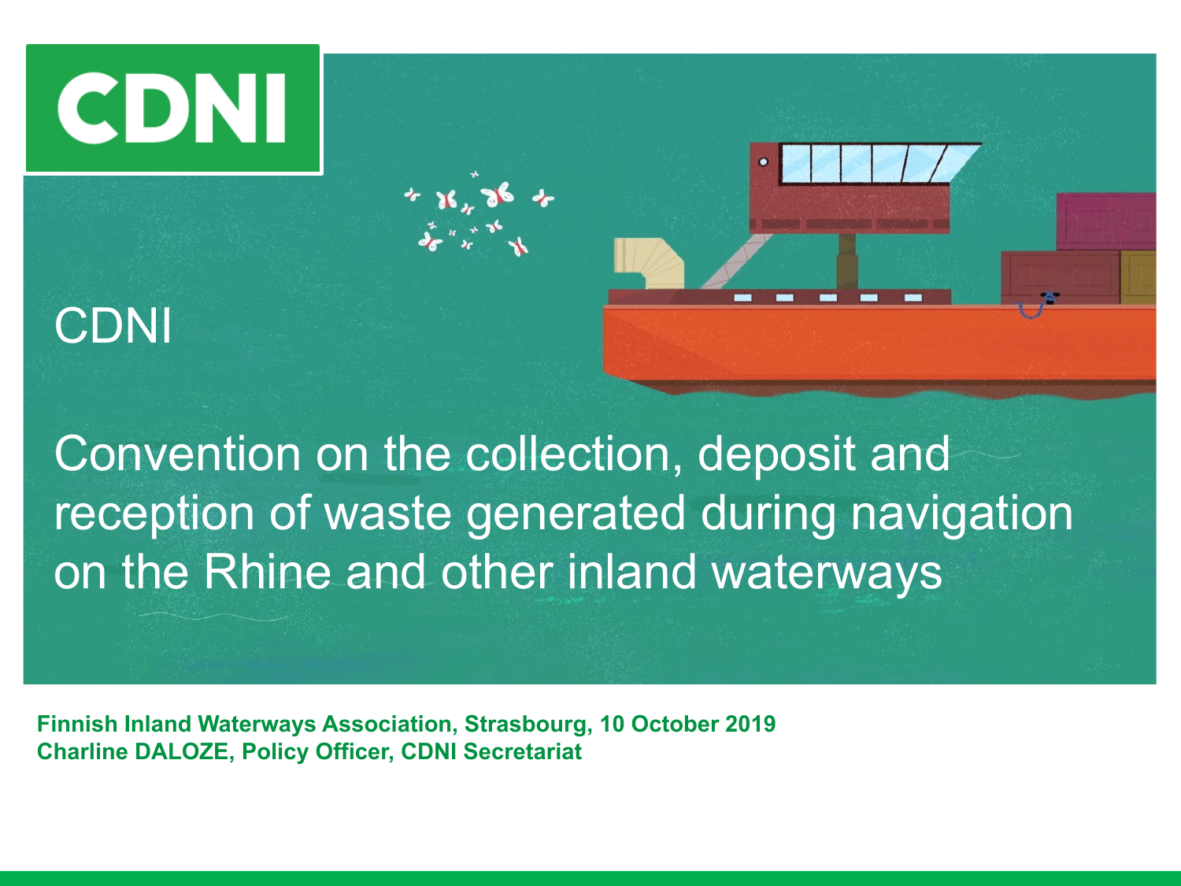# CDNI

CDNI

Convention on the collection, deposit and reception of waste generated during navigation on the Rhine and other inland waterways

**Finnish Inland Waterways Association, Strasbourg, 10 October 2019**
**Charline DALOZE, Policy Officer, CDNI Secretariat**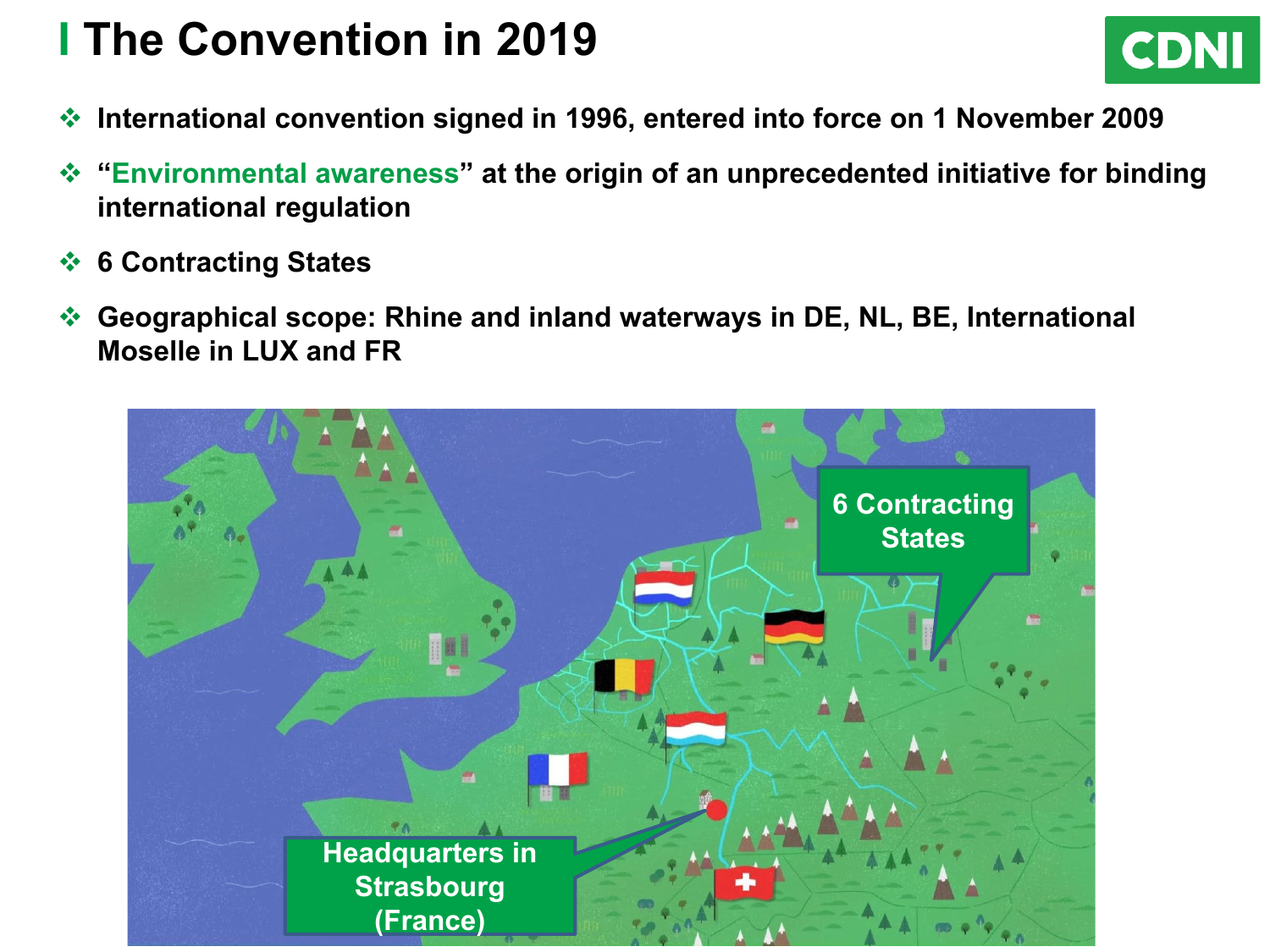# The Convention in 2019

- **International convention signed in 1996, entered into force on 1 November 2009**
- **"Environmental awareness" at the origin of an unprecedented initiative for binding international regulation**
- **6 Contracting States**
- **Geographical scope: Rhine and inland waterways in DE, NL, BE, International Moselle in LUX and FR**

6 Contracting States

Headquarters in Strasbourg (France)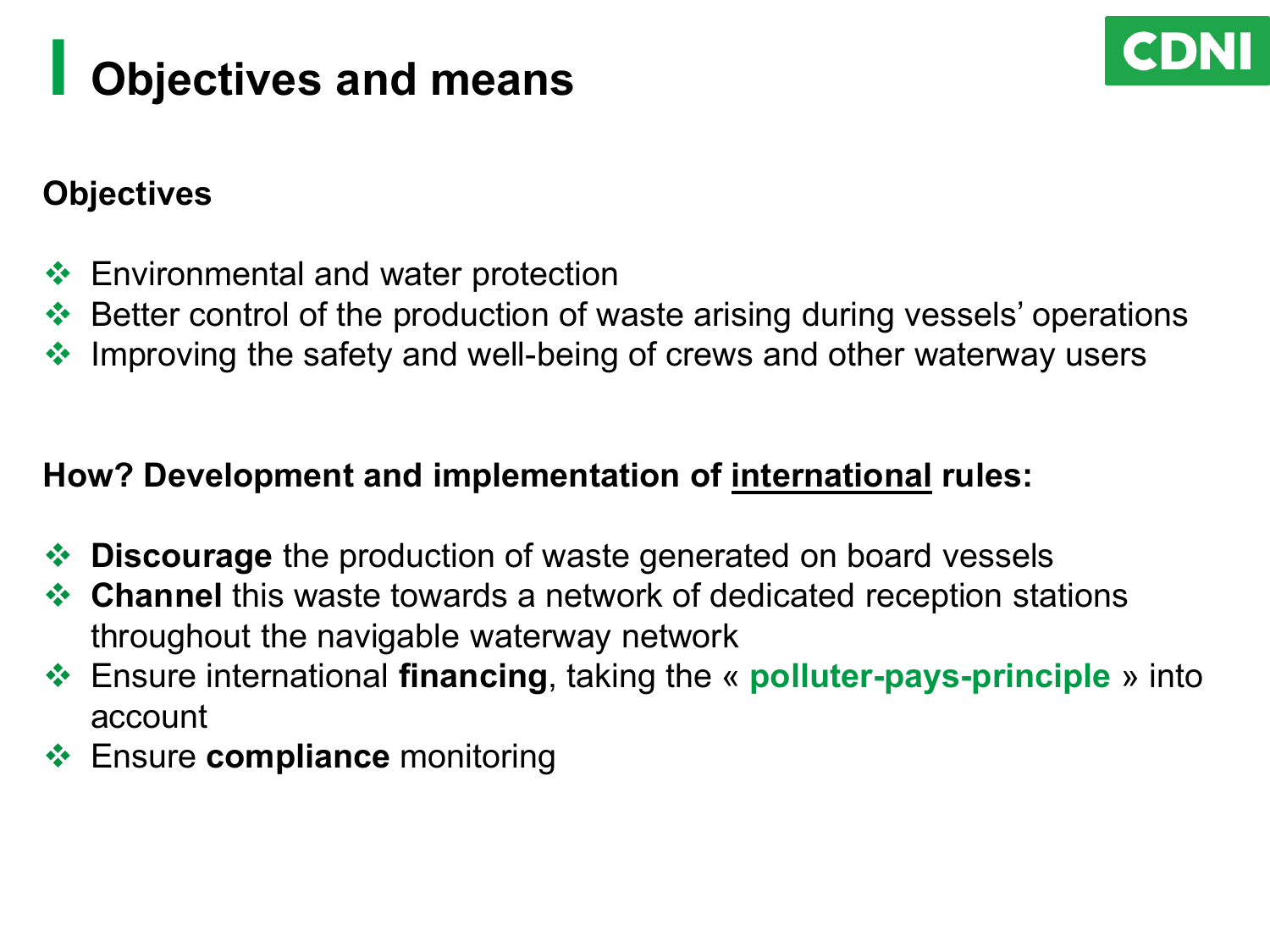# Objectives and means

CDNI

**Objectives**

- Environmental and water protection
- Better control of the production of waste arising during vessels' operations
- Improving the safety and well-being of crews and other waterway users

**How? Development and implementation of <u>international</u> rules:**

- **Discourage** the production of waste generated on board vessels
- **Channel** this waste towards a network of dedicated reception stations throughout the navigable waterway network
- Ensure international **financing**, taking the « **polluter-pays-principle** » into account
- Ensure **compliance** monitoring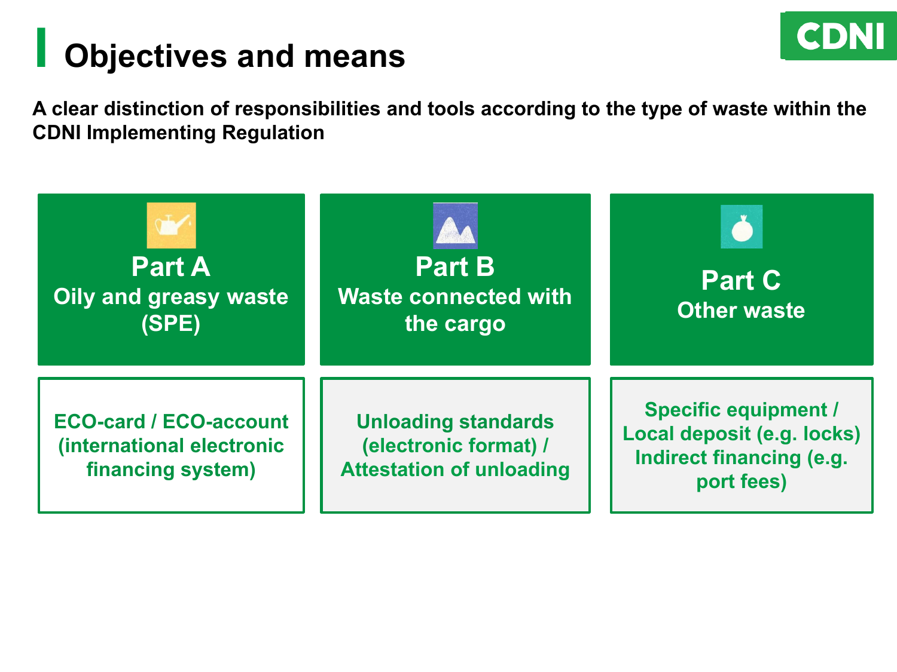# Objectives and means

**A clear distinction of responsibilities and tools according to the type of waste within the CDNI Implementing Regulation**

| Part A<br>Oily and greasy waste (SPE) | Part B<br>Waste connected with the cargo | Part C<br>Other waste |
|---|---|---|
| ECO-card / ECO-account (international electronic financing system) | Unloading standards (electronic format) / Attestation of unloading | Specific equipment / Local deposit (e.g. locks) Indirect financing (e.g. port fees) |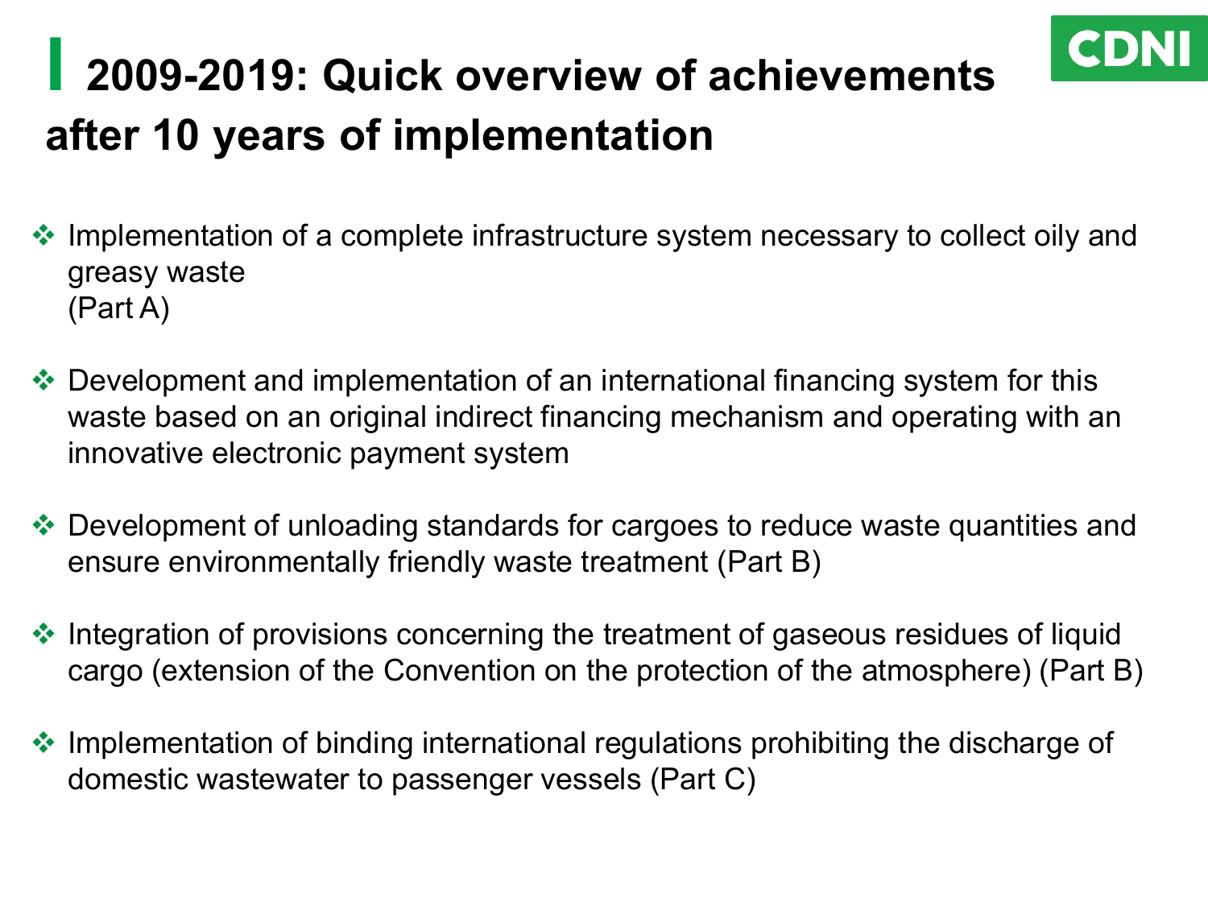# 2009-2019: Quick overview of achievements after 10 years of implementation

CDNI

- Implementation of a complete infrastructure system necessary to collect oily and greasy waste  
  (Part A)

- Development and implementation of an international financing system for this waste based on an original indirect financing mechanism and operating with an innovative electronic payment system

- Development of unloading standards for cargoes to reduce waste quantities and ensure environmentally friendly waste treatment (Part B)

- Integration of provisions concerning the treatment of gaseous residues of liquid cargo (extension of the Convention on the protection of the atmosphere) (Part B)

- Implementation of binding international regulations prohibiting the discharge of domestic wastewater to passenger vessels (Part C)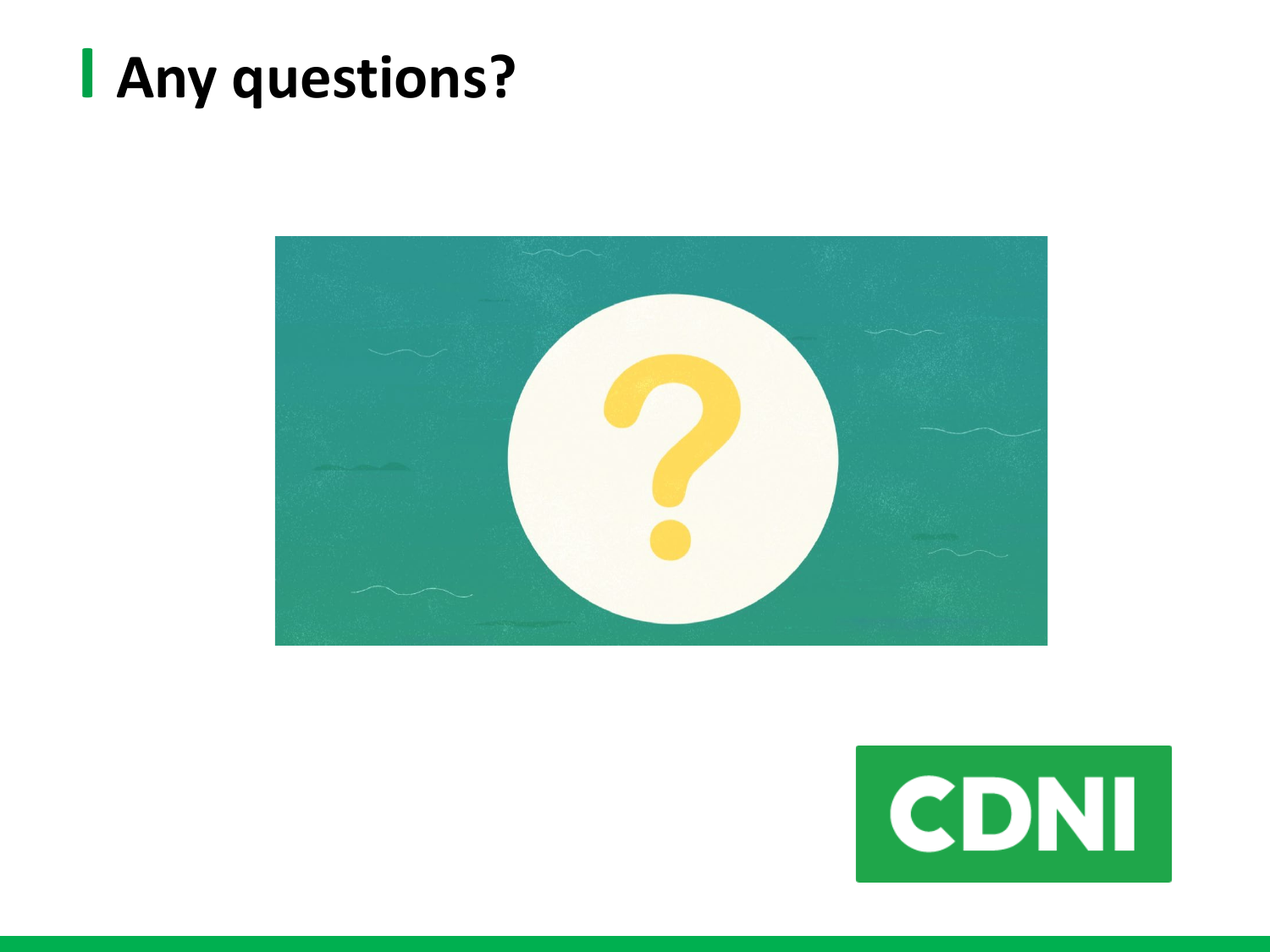# Any questions?

CDNI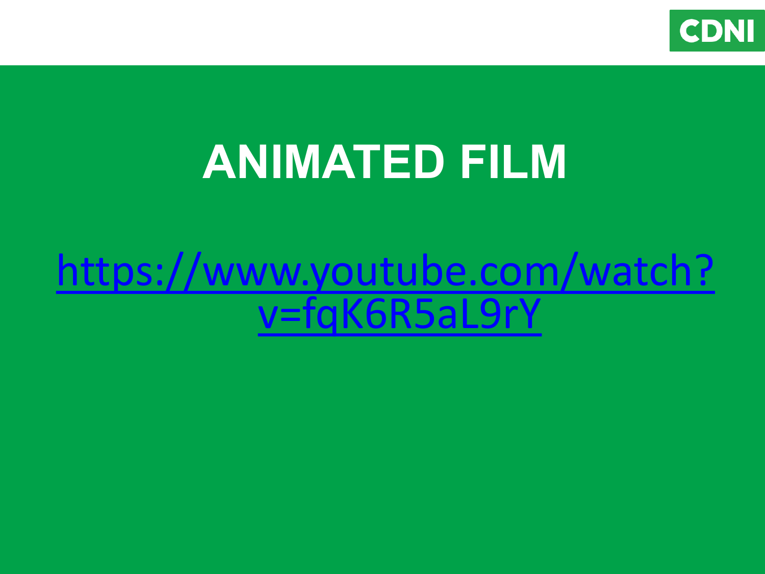# ANIMATED FILM

https://www.youtube.com/watch?v=fqK6R5aL9rY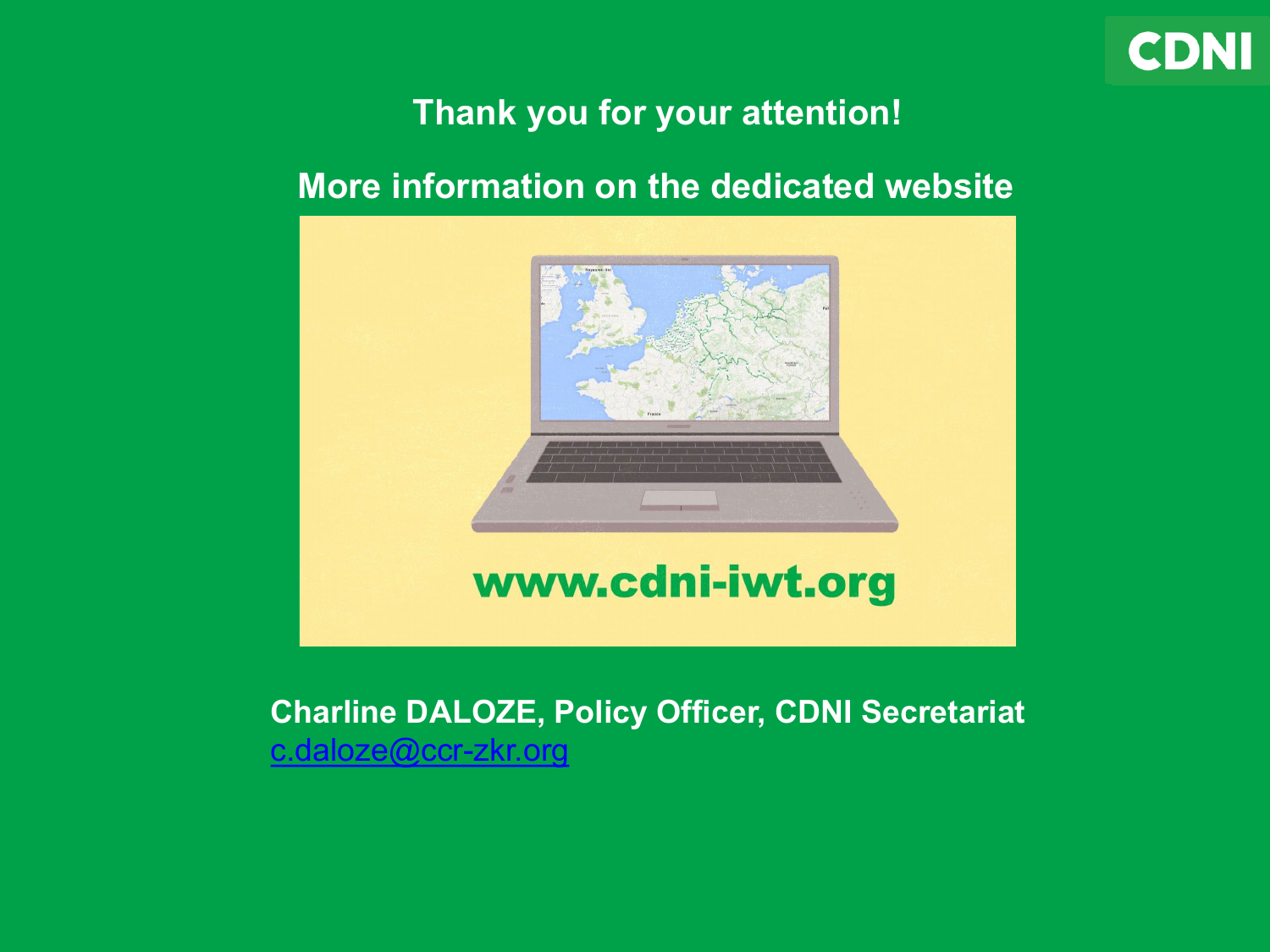Thank you for your attention!

More information on the dedicated website

www.cdni-iwt.org

**Charline DALOZE, Policy Officer, CDNI Secretariat**
c.daloze@ccr-zkr.org